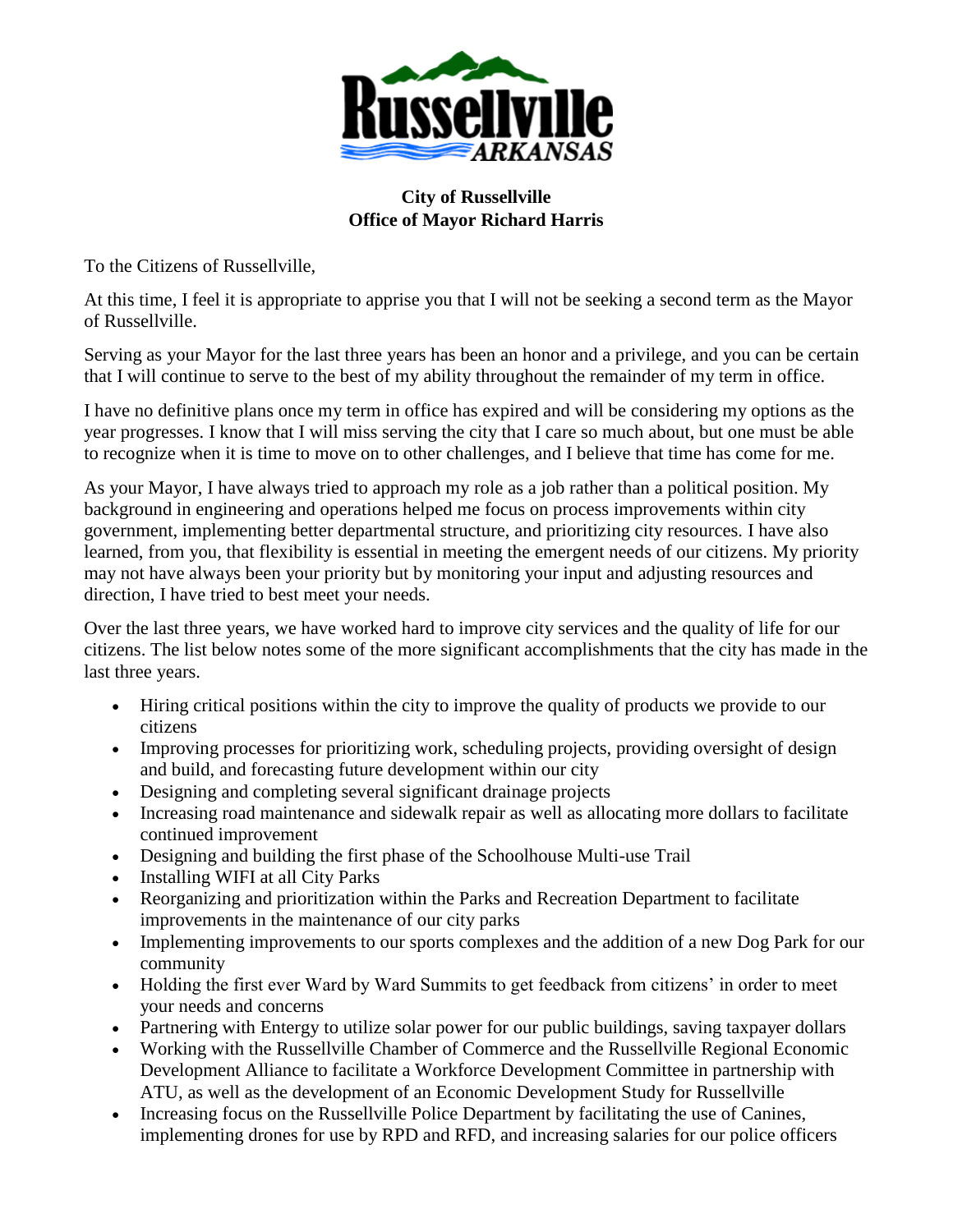**City of Russellville**
**Office of Mayor Richard Harris**

To the Citizens of Russellville,

At this time, I feel it is appropriate to apprise you that I will not be seeking a second term as the Mayor of Russellville.

Serving as your Mayor for the last three years has been an honor and a privilege, and you can be certain that I will continue to serve to the best of my ability throughout the remainder of my term in office.

I have no definitive plans once my term in office has expired and will be considering my options as the year progresses. I know that I will miss serving the city that I care so much about, but one must be able to recognize when it is time to move on to other challenges, and I believe that time has come for me.

As your Mayor, I have always tried to approach my role as a job rather than a political position. My background in engineering and operations helped me focus on process improvements within city government, implementing better departmental structure, and prioritizing city resources. I have also learned, from you, that flexibility is essential in meeting the emergent needs of our citizens. My priority may not have always been your priority but by monitoring your input and adjusting resources and direction, I have tried to best meet your needs.

Over the last three years, we have worked hard to improve city services and the quality of life for our citizens. The list below notes some of the more significant accomplishments that the city has made in the last three years.

- Hiring critical positions within the city to improve the quality of products we provide to our citizens
- Improving processes for prioritizing work, scheduling projects, providing oversight of design and build, and forecasting future development within our city
- Designing and completing several significant drainage projects
- Increasing road maintenance and sidewalk repair as well as allocating more dollars to facilitate continued improvement
- Designing and building the first phase of the Schoolhouse Multi-use Trail
- Installing WIFI at all City Parks
- Reorganizing and prioritization within the Parks and Recreation Department to facilitate improvements in the maintenance of our city parks
- Implementing improvements to our sports complexes and the addition of a new Dog Park for our community
- Holding the first ever Ward by Ward Summits to get feedback from citizens' in order to meet your needs and concerns
- Partnering with Entergy to utilize solar power for our public buildings, saving taxpayer dollars
- Working with the Russellville Chamber of Commerce and the Russellville Regional Economic Development Alliance to facilitate a Workforce Development Committee in partnership with ATU, as well as the development of an Economic Development Study for Russellville
- Increasing focus on the Russellville Police Department by facilitating the use of Canines, implementing drones for use by RPD and RFD, and increasing salaries for our police officers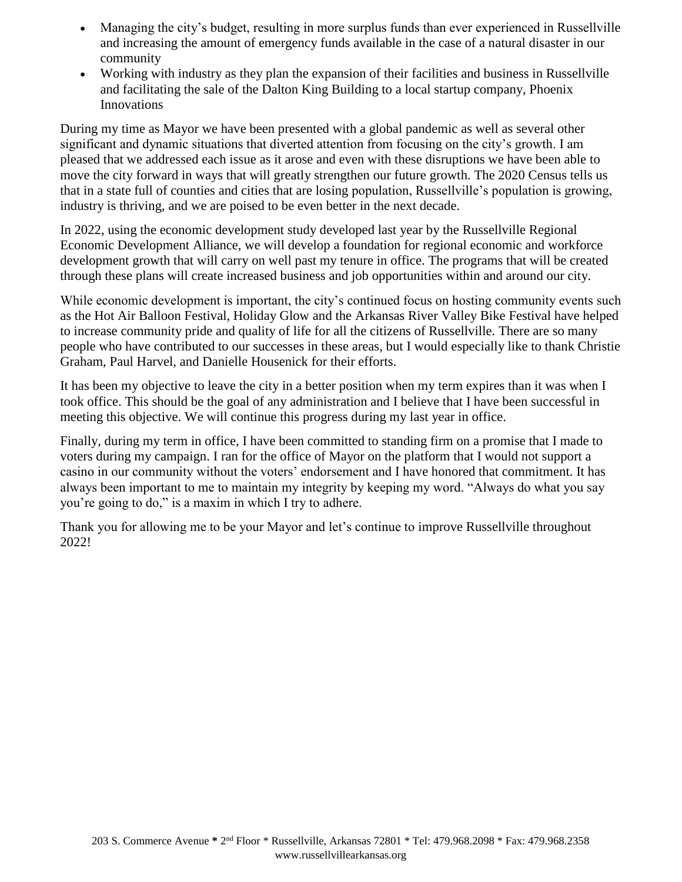- Managing the city's budget, resulting in more surplus funds than ever experienced in Russellville and increasing the amount of emergency funds available in the case of a natural disaster in our community
- Working with industry as they plan the expansion of their facilities and business in Russellville and facilitating the sale of the Dalton King Building to a local startup company, Phoenix Innovations

During my time as Mayor we have been presented with a global pandemic as well as several other significant and dynamic situations that diverted attention from focusing on the city's growth. I am pleased that we addressed each issue as it arose and even with these disruptions we have been able to move the city forward in ways that will greatly strengthen our future growth. The 2020 Census tells us that in a state full of counties and cities that are losing population, Russellville's population is growing, industry is thriving, and we are poised to be even better in the next decade.

In 2022, using the economic development study developed last year by the Russellville Regional Economic Development Alliance, we will develop a foundation for regional economic and workforce development growth that will carry on well past my tenure in office. The programs that will be created through these plans will create increased business and job opportunities within and around our city.

While economic development is important, the city's continued focus on hosting community events such as the Hot Air Balloon Festival, Holiday Glow and the Arkansas River Valley Bike Festival have helped to increase community pride and quality of life for all the citizens of Russellville. There are so many people who have contributed to our successes in these areas, but I would especially like to thank Christie Graham, Paul Harvel, and Danielle Housenick for their efforts.

It has been my objective to leave the city in a better position when my term expires than it was when I took office. This should be the goal of any administration and I believe that I have been successful in meeting this objective. We will continue this progress during my last year in office.

Finally, during my term in office, I have been committed to standing firm on a promise that I made to voters during my campaign. I ran for the office of Mayor on the platform that I would not support a casino in our community without the voters' endorsement and I have honored that commitment. It has always been important to me to maintain my integrity by keeping my word. "Always do what you say you're going to do," is a maxim in which I try to adhere.

Thank you for allowing me to be your Mayor and let's continue to improve Russellville throughout 2022!

203 S. Commerce Avenue * 2nd Floor * Russellville, Arkansas 72801 * Tel: 479.968.2098 * Fax: 479.968.2358
www.russellvillearkansas.org